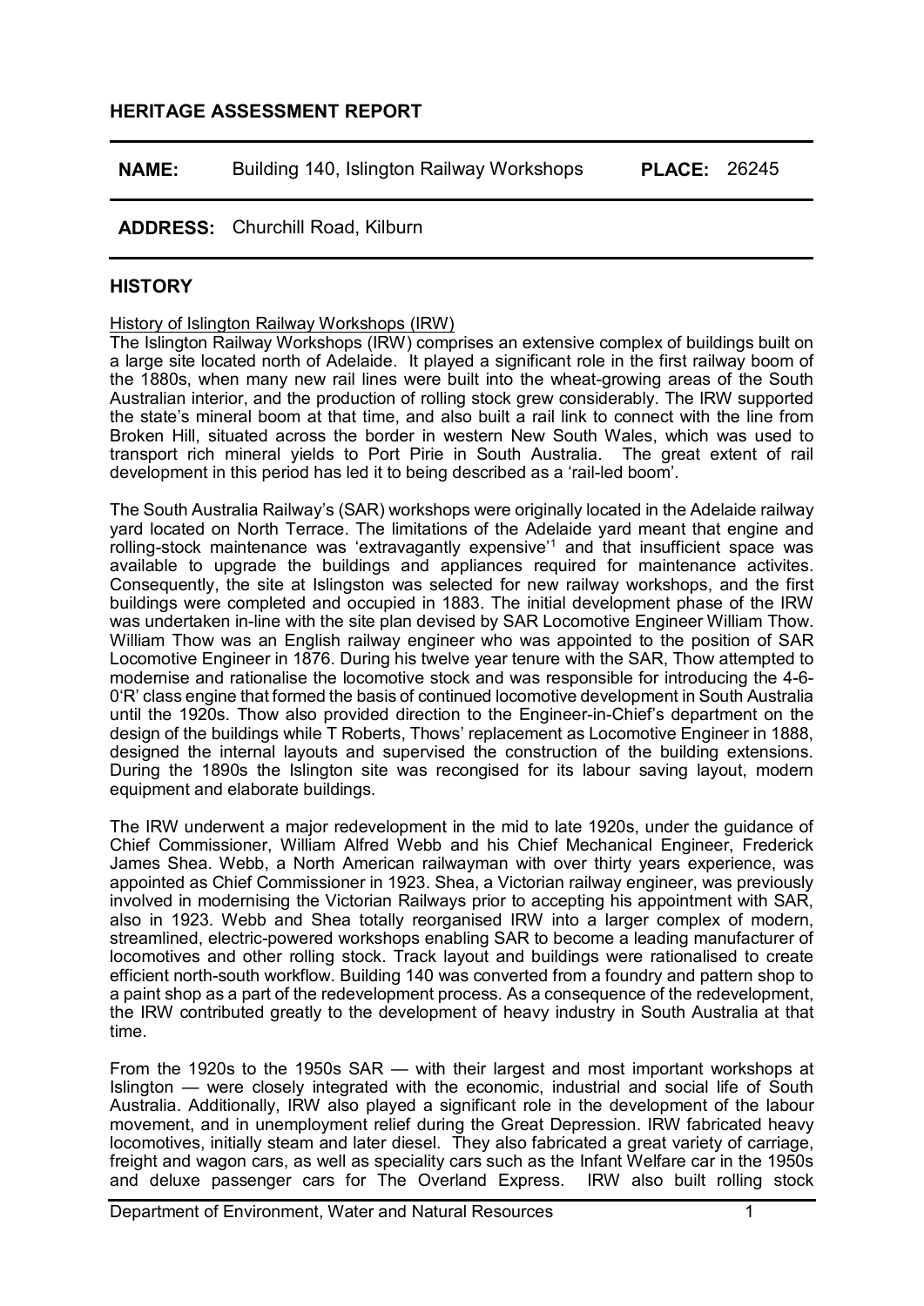## HERITAGE ASSESSMENT REPORT

**NAME:** Building 140, Islington Railway Workshops **PLACE:** 26245

**ADDRESS:** Churchill Road, Kilburn

## HISTORY

History of Islington Railway Workshops (IRW)

The Islington Railway Workshops (IRW) comprises an extensive complex of buildings built on a large site located north of Adelaide. It played a significant role in the first railway boom of the 1880s, when many new rail lines were built into the wheat-growing areas of the South Australian interior, and the production of rolling stock grew considerably. The IRW supported the state's mineral boom at that time, and also built a rail link to connect with the line from Broken Hill, situated across the border in western New South Wales, which was used to transport rich mineral yields to Port Pirie in South Australia. The great extent of rail development in this period has led it to being described as a 'rail-led boom'.

The South Australia Railway's (SAR) workshops were originally located in the Adelaide railway yard located on North Terrace. The limitations of the Adelaide yard meant that engine and rolling-stock maintenance was 'extravagantly expensive'[1] and that insufficient space was available to upgrade the buildings and appliances required for maintenance activites. Consequently, the site at Islingston was selected for new railway workshops, and the first buildings were completed and occupied in 1883. The initial development phase of the IRW was undertaken in-line with the site plan devised by SAR Locomotive Engineer William Thow. William Thow was an English railway engineer who was appointed to the position of SAR Locomotive Engineer in 1876. During his twelve year tenure with the SAR, Thow attempted to modernise and rationalise the locomotive stock and was responsible for introducing the 4-6-0'R' class engine that formed the basis of continued locomotive development in South Australia until the 1920s. Thow also provided direction to the Engineer-in-Chief's department on the design of the buildings while T Roberts, Thows' replacement as Locomotive Engineer in 1888, designed the internal layouts and supervised the construction of the building extensions. During the 1890s the Islington site was recongised for its labour saving layout, modern equipment and elaborate buildings.

The IRW underwent a major redevelopment in the mid to late 1920s, under the guidance of Chief Commissioner, William Alfred Webb and his Chief Mechanical Engineer, Frederick James Shea. Webb, a North American railwayman with over thirty years experience, was appointed as Chief Commissioner in 1923. Shea, a Victorian railway engineer, was previously involved in modernising the Victorian Railways prior to accepting his appointment with SAR, also in 1923. Webb and Shea totally reorganised IRW into a larger complex of modern, streamlined, electric-powered workshops enabling SAR to become a leading manufacturer of locomotives and other rolling stock. Track layout and buildings were rationalised to create efficient north-south workflow. Building 140 was converted from a foundry and pattern shop to a paint shop as a part of the redevelopment process. As a consequence of the redevelopment, the IRW contributed greatly to the development of heavy industry in South Australia at that time.

From the 1920s to the 1950s SAR — with their largest and most important workshops at Islington — were closely integrated with the economic, industrial and social life of South Australia. Additionally, IRW also played a significant role in the development of the labour movement, and in unemployment relief during the Great Depression. IRW fabricated heavy locomotives, initially steam and later diesel. They also fabricated a great variety of carriage, freight and wagon cars, as well as speciality cars such as the Infant Welfare car in the 1950s and deluxe passenger cars for The Overland Express. IRW also built rolling stock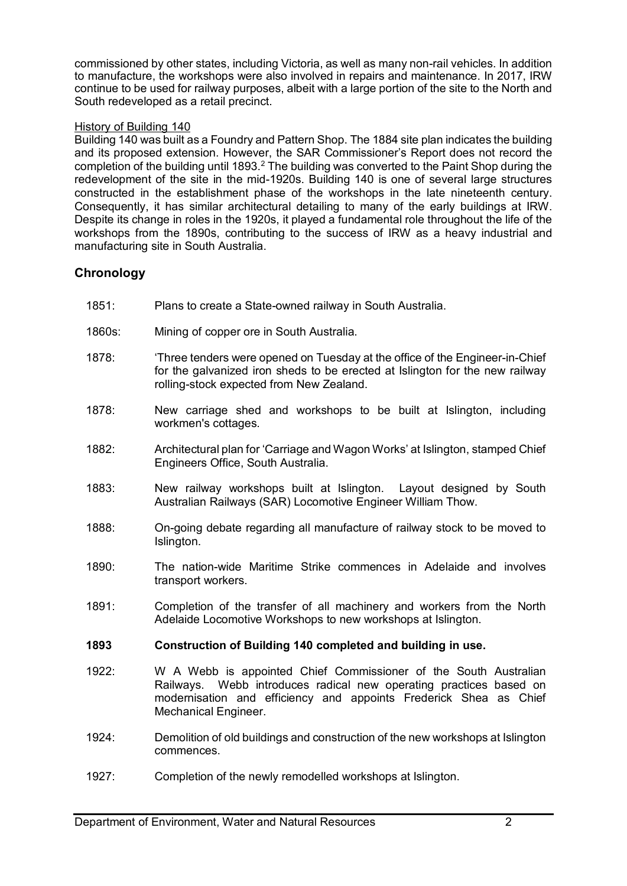commissioned by other states, including Victoria, as well as many non-rail vehicles. In addition to manufacture, the workshops were also involved in repairs and maintenance. In 2017, IRW continue to be used for railway purposes, albeit with a large portion of the site to the North and South redeveloped as a retail precinct.

History of Building 140

Building 140 was built as a Foundry and Pattern Shop. The 1884 site plan indicates the building and its proposed extension. However, the SAR Commissioner's Report does not record the completion of the building until 1893.[2] The building was converted to the Paint Shop during the redevelopment of the site in the mid-1920s. Building 140 is one of several large structures constructed in the establishment phase of the workshops in the late nineteenth century. Consequently, it has similar architectural detailing to many of the early buildings at IRW. Despite its change in roles in the 1920s, it played a fundamental role throughout the life of the workshops from the 1890s, contributing to the success of IRW as a heavy industrial and manufacturing site in South Australia.

## Chronology

1851: Plans to create a State-owned railway in South Australia.

1860s: Mining of copper ore in South Australia.

1878: 'Three tenders were opened on Tuesday at the office of the Engineer-in-Chief for the galvanized iron sheds to be erected at Islington for the new railway rolling-stock expected from New Zealand.

1878: New carriage shed and workshops to be built at Islington, including workmen's cottages.

1882: Architectural plan for 'Carriage and Wagon Works' at Islington, stamped Chief Engineers Office, South Australia.

1883: New railway workshops built at Islington. Layout designed by South Australian Railways (SAR) Locomotive Engineer William Thow.

1888: On-going debate regarding all manufacture of railway stock to be moved to Islington.

1890: The nation-wide Maritime Strike commences in Adelaide and involves transport workers.

1891: Completion of the transfer of all machinery and workers from the North Adelaide Locomotive Workshops to new workshops at Islington.

**1893 Construction of Building 140 completed and building in use.**

1922: W A Webb is appointed Chief Commissioner of the South Australian Railways. Webb introduces radical new operating practices based on modernisation and efficiency and appoints Frederick Shea as Chief Mechanical Engineer.

1924: Demolition of old buildings and construction of the new workshops at Islington commences.

1927: Completion of the newly remodelled workshops at Islington.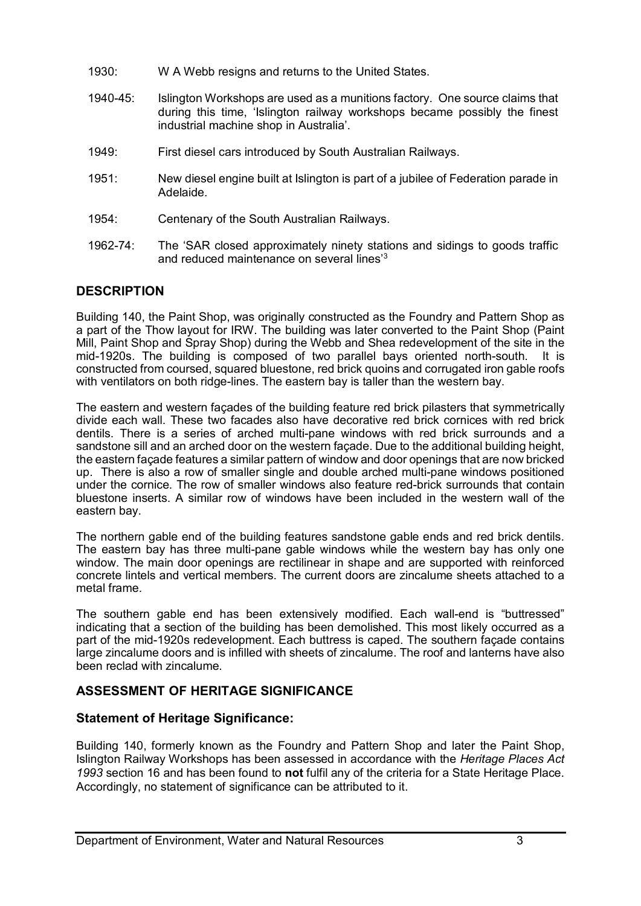1930: W A Webb resigns and returns to the United States.

1940-45: Islington Workshops are used as a munitions factory. One source claims that during this time, 'Islington railway workshops became possibly the finest industrial machine shop in Australia'.

1949: First diesel cars introduced by South Australian Railways.

1951: New diesel engine built at Islington is part of a jubilee of Federation parade in Adelaide.

1954: Centenary of the South Australian Railways.

1962-74: The 'SAR closed approximately ninety stations and sidings to goods traffic and reduced maintenance on several lines'[3]

## DESCRIPTION

Building 140, the Paint Shop, was originally constructed as the Foundry and Pattern Shop as a part of the Thow layout for IRW. The building was later converted to the Paint Shop (Paint Mill, Paint Shop and Spray Shop) during the Webb and Shea redevelopment of the site in the mid-1920s. The building is composed of two parallel bays oriented north-south. It is constructed from coursed, squared bluestone, red brick quoins and corrugated iron gable roofs with ventilators on both ridge-lines. The eastern bay is taller than the western bay.

The eastern and western façades of the building feature red brick pilasters that symmetrically divide each wall. These two facades also have decorative red brick cornices with red brick dentils. There is a series of arched multi-pane windows with red brick surrounds and a sandstone sill and an arched door on the western façade. Due to the additional building height, the eastern façade features a similar pattern of window and door openings that are now bricked up. There is also a row of smaller single and double arched multi-pane windows positioned under the cornice. The row of smaller windows also feature red-brick surrounds that contain bluestone inserts. A similar row of windows have been included in the western wall of the eastern bay.

The northern gable end of the building features sandstone gable ends and red brick dentils. The eastern bay has three multi-pane gable windows while the western bay has only one window. The main door openings are rectilinear in shape and are supported with reinforced concrete lintels and vertical members. The current doors are zincalume sheets attached to a metal frame.

The southern gable end has been extensively modified. Each wall-end is "buttressed" indicating that a section of the building has been demolished. This most likely occurred as a part of the mid-1920s redevelopment. Each buttress is caped. The southern façade contains large zincalume doors and is infilled with sheets of zincalume. The roof and lanterns have also been reclad with zincalume.

## ASSESSMENT OF HERITAGE SIGNIFICANCE

### Statement of Heritage Significance:

Building 140, formerly known as the Foundry and Pattern Shop and later the Paint Shop, Islington Railway Workshops has been assessed in accordance with the *Heritage Places Act 1993* section 16 and has been found to **not** fulfil any of the criteria for a State Heritage Place. Accordingly, no statement of significance can be attributed to it.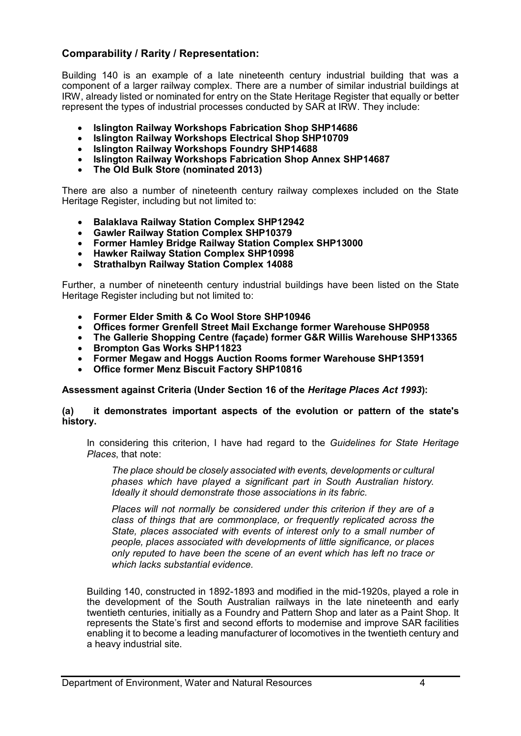### Comparability / Rarity / Representation:

Building 140 is an example of a late nineteenth century industrial building that was a component of a larger railway complex. There are a number of similar industrial buildings at IRW, already listed or nominated for entry on the State Heritage Register that equally or better represent the types of industrial processes conducted by SAR at IRW. They include:

- **Islington Railway Workshops Fabrication Shop SHP14686**
- **Islington Railway Workshops Electrical Shop SHP10709**
- **Islington Railway Workshops Foundry SHP14688**
- **Islington Railway Workshops Fabrication Shop Annex SHP14687**
- **The Old Bulk Store (nominated 2013)**

There are also a number of nineteenth century railway complexes included on the State Heritage Register, including but not limited to:

- **Balaklava Railway Station Complex SHP12942**
- **Gawler Railway Station Complex SHP10379**
- **Former Hamley Bridge Railway Station Complex SHP13000**
- **Hawker Railway Station Complex SHP10998**
- **Strathalbyn Railway Station Complex 14088**

Further, a number of nineteenth century industrial buildings have been listed on the State Heritage Register including but not limited to:

- **Former Elder Smith & Co Wool Store SHP10946**
- **Offices former Grenfell Street Mail Exchange former Warehouse SHP0958**
- **The Gallerie Shopping Centre (façade) former G&R Willis Warehouse SHP13365**
- **Brompton Gas Works SHP11823**
- **Former Megaw and Hoggs Auction Rooms former Warehouse SHP13591**
- **Office former Menz Biscuit Factory SHP10816**

**Assessment against Criteria (Under Section 16 of the *Heritage Places Act 1993*):**

**(a) it demonstrates important aspects of the evolution or pattern of the state's history.**

In considering this criterion, I have had regard to the *Guidelines for State Heritage Places*, that note:

> *The place should be closely associated with events, developments or cultural phases which have played a significant part in South Australian history. Ideally it should demonstrate those associations in its fabric.*
>
> *Places will not normally be considered under this criterion if they are of a class of things that are commonplace, or frequently replicated across the State, places associated with events of interest only to a small number of people, places associated with developments of little significance, or places only reputed to have been the scene of an event which has left no trace or which lacks substantial evidence.*

Building 140, constructed in 1892-1893 and modified in the mid-1920s, played a role in the development of the South Australian railways in the late nineteenth and early twentieth centuries, initially as a Foundry and Pattern Shop and later as a Paint Shop. It represents the State's first and second efforts to modernise and improve SAR facilities enabling it to become a leading manufacturer of locomotives in the twentieth century and a heavy industrial site.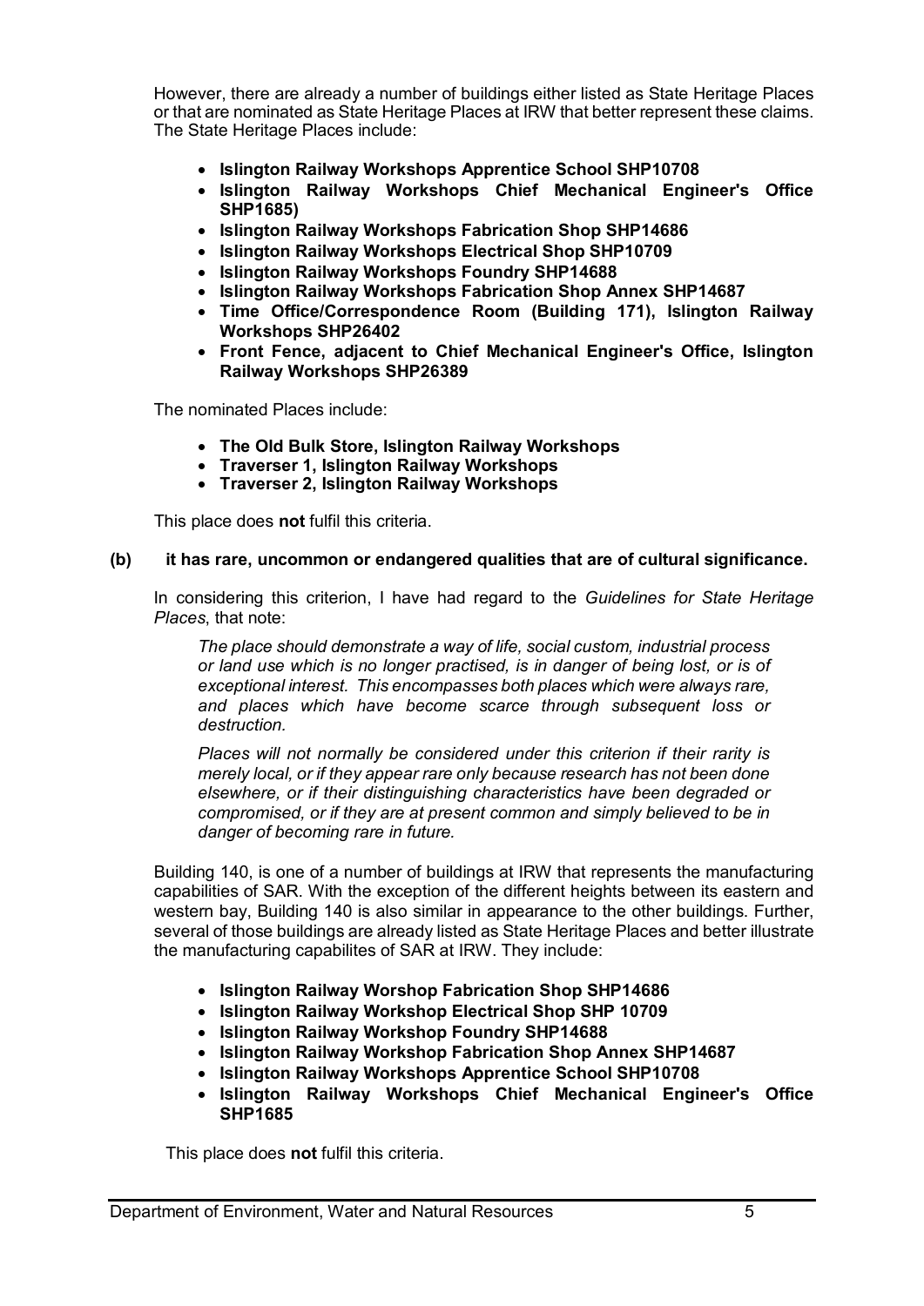However, there are already a number of buildings either listed as State Heritage Places or that are nominated as State Heritage Places at IRW that better represent these claims. The State Heritage Places include:

- **Islington Railway Workshops Apprentice School SHP10708**
- **Islington Railway Workshops Chief Mechanical Engineer's Office SHP1685)**
- **Islington Railway Workshops Fabrication Shop SHP14686**
- **Islington Railway Workshops Electrical Shop SHP10709**
- **Islington Railway Workshops Foundry SHP14688**
- **Islington Railway Workshops Fabrication Shop Annex SHP14687**
- **Time Office/Correspondence Room (Building 171), Islington Railway Workshops SHP26402**
- **Front Fence, adjacent to Chief Mechanical Engineer's Office, Islington Railway Workshops SHP26389**

The nominated Places include:

- **The Old Bulk Store, Islington Railway Workshops**
- **Traverser 1, Islington Railway Workshops**
- **Traverser 2, Islington Railway Workshops**

This place does **not** fulfil this criteria.

**(b) it has rare, uncommon or endangered qualities that are of cultural significance.**

In considering this criterion, I have had regard to the *Guidelines for State Heritage Places*, that note:

> *The place should demonstrate a way of life, social custom, industrial process or land use which is no longer practised, is in danger of being lost, or is of exceptional interest. This encompasses both places which were always rare, and places which have become scarce through subsequent loss or destruction.*
>
> *Places will not normally be considered under this criterion if their rarity is merely local, or if they appear rare only because research has not been done elsewhere, or if their distinguishing characteristics have been degraded or compromised, or if they are at present common and simply believed to be in danger of becoming rare in future.*

Building 140, is one of a number of buildings at IRW that represents the manufacturing capabilities of SAR. With the exception of the different heights between its eastern and western bay, Building 140 is also similar in appearance to the other buildings. Further, several of those buildings are already listed as State Heritage Places and better illustrate the manufacturing capabilites of SAR at IRW. They include:

- **Islington Railway Worshop Fabrication Shop SHP14686**
- **Islington Railway Workshop Electrical Shop SHP 10709**
- **Islington Railway Workshop Foundry SHP14688**
- **Islington Railway Workshop Fabrication Shop Annex SHP14687**
- **Islington Railway Workshops Apprentice School SHP10708**
- **Islington Railway Workshops Chief Mechanical Engineer's Office SHP1685**

This place does **not** fulfil this criteria.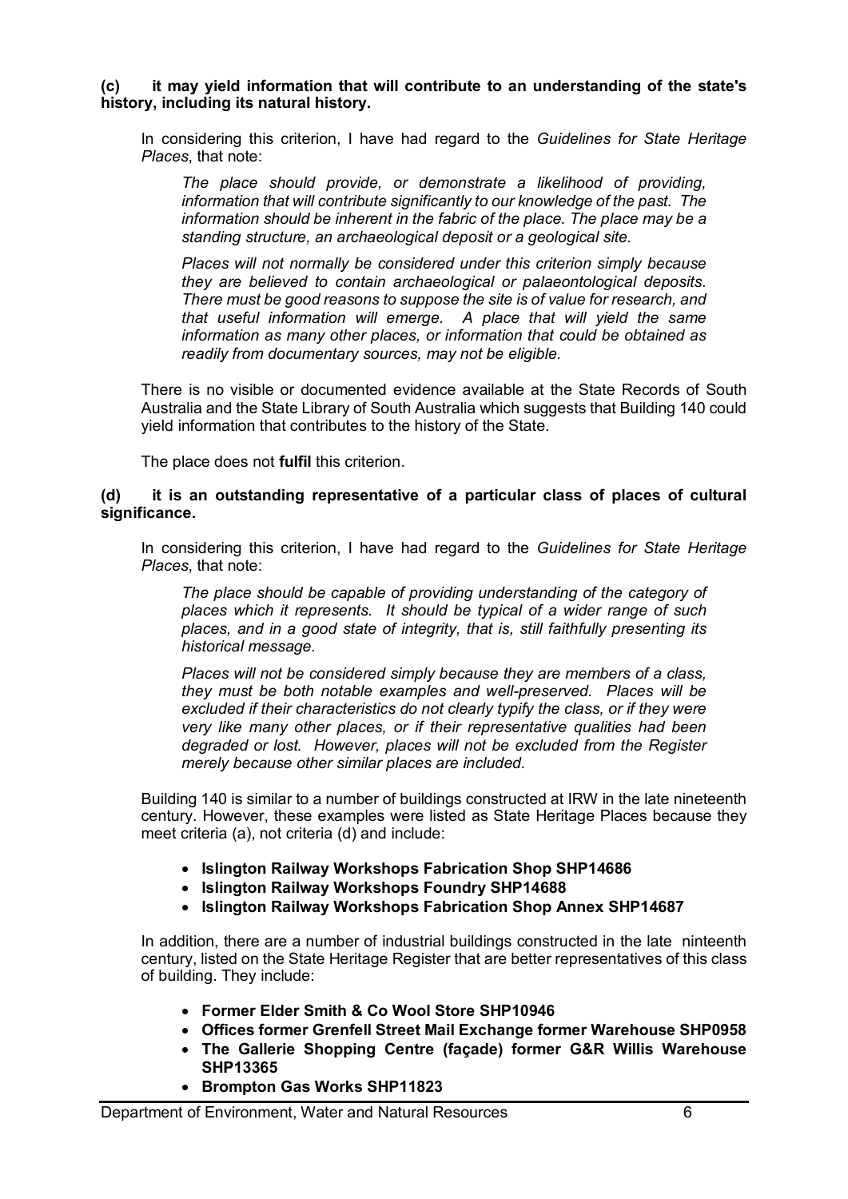**(c) it may yield information that will contribute to an understanding of the state's history, including its natural history.**

In considering this criterion, I have had regard to the *Guidelines for State Heritage Places*, that note:

> *The place should provide, or demonstrate a likelihood of providing, information that will contribute significantly to our knowledge of the past. The information should be inherent in the fabric of the place. The place may be a standing structure, an archaeological deposit or a geological site.*
>
> *Places will not normally be considered under this criterion simply because they are believed to contain archaeological or palaeontological deposits. There must be good reasons to suppose the site is of value for research, and that useful information will emerge. A place that will yield the same information as many other places, or information that could be obtained as readily from documentary sources, may not be eligible.*

There is no visible or documented evidence available at the State Records of South Australia and the State Library of South Australia which suggests that Building 140 could yield information that contributes to the history of the State.

The place does not **fulfil** this criterion.

**(d) it is an outstanding representative of a particular class of places of cultural significance.**

In considering this criterion, I have had regard to the *Guidelines for State Heritage Places*, that note:

> *The place should be capable of providing understanding of the category of places which it represents. It should be typical of a wider range of such places, and in a good state of integrity, that is, still faithfully presenting its historical message.*
>
> *Places will not be considered simply because they are members of a class, they must be both notable examples and well-preserved. Places will be excluded if their characteristics do not clearly typify the class, or if they were very like many other places, or if their representative qualities had been degraded or lost. However, places will not be excluded from the Register merely because other similar places are included.*

Building 140 is similar to a number of buildings constructed at IRW in the late nineteenth century. However, these examples were listed as State Heritage Places because they meet criteria (a), not criteria (d) and include:

- **Islington Railway Workshops Fabrication Shop SHP14686**
- **Islington Railway Workshops Foundry SHP14688**
- **Islington Railway Workshops Fabrication Shop Annex SHP14687**

In addition, there are a number of industrial buildings constructed in the late ninteenth century, listed on the State Heritage Register that are better representatives of this class of building. They include:

- **Former Elder Smith & Co Wool Store SHP10946**
- **Offices former Grenfell Street Mail Exchange former Warehouse SHP0958**
- **The Gallerie Shopping Centre (façade) former G&R Willis Warehouse SHP13365**
- **Brompton Gas Works SHP11823**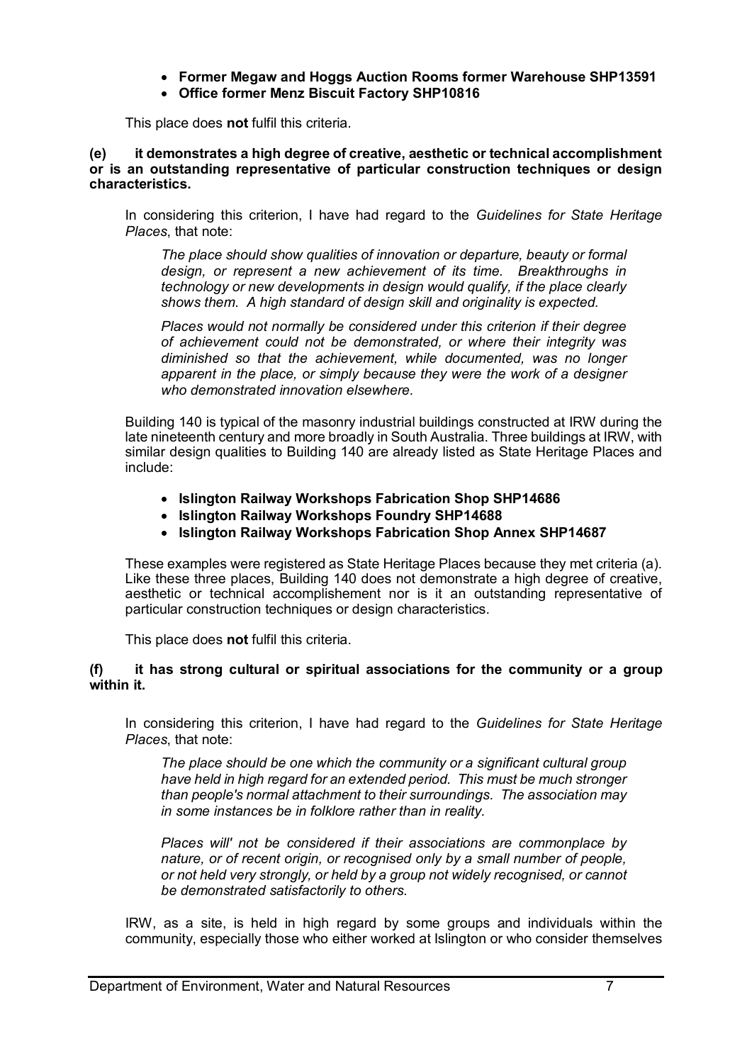- **Former Megaw and Hoggs Auction Rooms former Warehouse SHP13591**
- **Office former Menz Biscuit Factory SHP10816**

This place does **not** fulfil this criteria.

**(e) it demonstrates a high degree of creative, aesthetic or technical accomplishment or is an outstanding representative of particular construction techniques or design characteristics.**

In considering this criterion, I have had regard to the *Guidelines for State Heritage Places*, that note:

> *The place should show qualities of innovation or departure, beauty or formal design, or represent a new achievement of its time. Breakthroughs in technology or new developments in design would qualify, if the place clearly shows them. A high standard of design skill and originality is expected.*
>
> *Places would not normally be considered under this criterion if their degree of achievement could not be demonstrated, or where their integrity was diminished so that the achievement, while documented, was no longer apparent in the place, or simply because they were the work of a designer who demonstrated innovation elsewhere.*

Building 140 is typical of the masonry industrial buildings constructed at IRW during the late nineteenth century and more broadly in South Australia. Three buildings at IRW, with similar design qualities to Building 140 are already listed as State Heritage Places and include:

- **Islington Railway Workshops Fabrication Shop SHP14686**
- **Islington Railway Workshops Foundry SHP14688**
- **Islington Railway Workshops Fabrication Shop Annex SHP14687**

These examples were registered as State Heritage Places because they met criteria (a). Like these three places, Building 140 does not demonstrate a high degree of creative, aesthetic or technical accomplishement nor is it an outstanding representative of particular construction techniques or design characteristics.

This place does **not** fulfil this criteria.

**(f) it has strong cultural or spiritual associations for the community or a group within it.**

In considering this criterion, I have had regard to the *Guidelines for State Heritage Places*, that note:

> *The place should be one which the community or a significant cultural group have held in high regard for an extended period. This must be much stronger than people's normal attachment to their surroundings. The association may in some instances be in folklore rather than in reality.*
>
> *Places will' not be considered if their associations are commonplace by nature, or of recent origin, or recognised only by a small number of people, or not held very strongly, or held by a group not widely recognised, or cannot be demonstrated satisfactorily to others.*

IRW, as a site, is held in high regard by some groups and individuals within the community, especially those who either worked at Islington or who consider themselves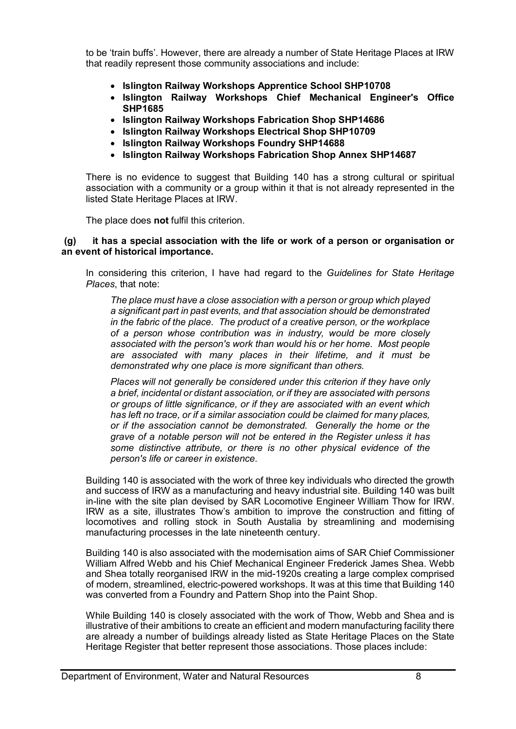to be 'train buffs'. However, there are already a number of State Heritage Places at IRW that readily represent those community associations and include:

- **Islington Railway Workshops Apprentice School SHP10708**
- **Islington Railway Workshops Chief Mechanical Engineer's Office SHP1685**
- **Islington Railway Workshops Fabrication Shop SHP14686**
- **Islington Railway Workshops Electrical Shop SHP10709**
- **Islington Railway Workshops Foundry SHP14688**
- **Islington Railway Workshops Fabrication Shop Annex SHP14687**

There is no evidence to suggest that Building 140 has a strong cultural or spiritual association with a community or a group within it that is not already represented in the listed State Heritage Places at IRW.

The place does **not** fulfil this criterion.

**(g) it has a special association with the life or work of a person or organisation or an event of historical importance.**

In considering this criterion, I have had regard to the *Guidelines for State Heritage Places*, that note:

*The place must have a close association with a person or group which played a significant part in past events, and that association should be demonstrated in the fabric of the place. The product of a creative person, or the workplace of a person whose contribution was in industry, would be more closely associated with the person's work than would his or her home. Most people are associated with many places in their lifetime, and it must be demonstrated why one place is more significant than others.*

*Places will not generally be considered under this criterion if they have only a brief, incidental or distant association, or if they are associated with persons or groups of little significance, or if they are associated with an event which has left no trace, or if a similar association could be claimed for many places, or if the association cannot be demonstrated. Generally the home or the grave of a notable person will not be entered in the Register unless it has some distinctive attribute, or there is no other physical evidence of the person's life or career in existence.*

Building 140 is associated with the work of three key individuals who directed the growth and success of IRW as a manufacturing and heavy industrial site. Building 140 was built in-line with the site plan devised by SAR Locomotive Engineer William Thow for IRW. IRW as a site, illustrates Thow's ambition to improve the construction and fitting of locomotives and rolling stock in South Austalia by streamlining and modernising manufacturing processes in the late nineteenth century.

Building 140 is also associated with the modernisation aims of SAR Chief Commissioner William Alfred Webb and his Chief Mechanical Engineer Frederick James Shea. Webb and Shea totally reorganised IRW in the mid-1920s creating a large complex comprised of modern, streamlined, electric-powered workshops. It was at this time that Building 140 was converted from a Foundry and Pattern Shop into the Paint Shop.

While Building 140 is closely associated with the work of Thow, Webb and Shea and is illustrative of their ambitions to create an efficient and modern manufacturing facility there are already a number of buildings already listed as State Heritage Places on the State Heritage Register that better represent those associations. Those places include: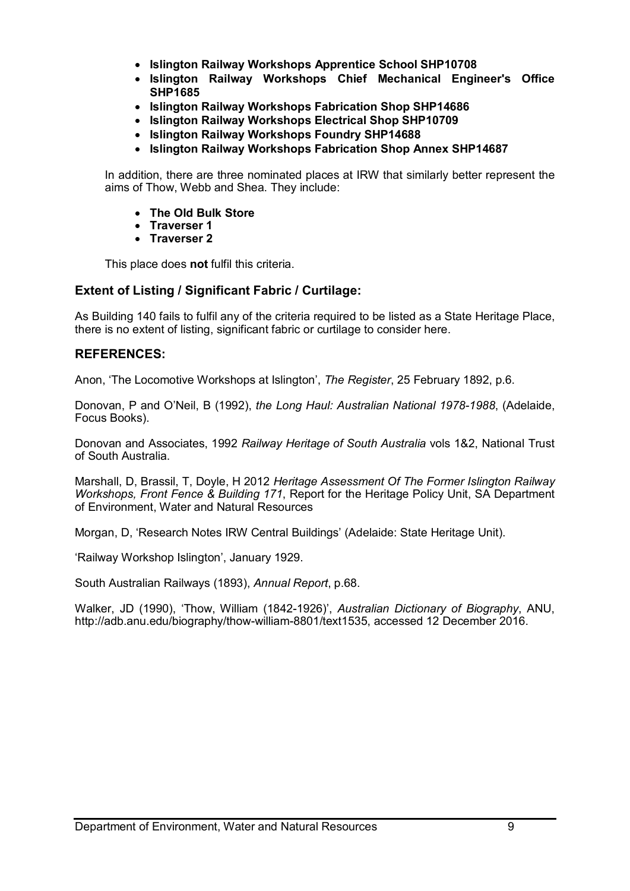- **Islington Railway Workshops Apprentice School SHP10708**
- **Islington Railway Workshops Chief Mechanical Engineer's Office SHP1685**
- **Islington Railway Workshops Fabrication Shop SHP14686**
- **Islington Railway Workshops Electrical Shop SHP10709**
- **Islington Railway Workshops Foundry SHP14688**
- **Islington Railway Workshops Fabrication Shop Annex SHP14687**

In addition, there are three nominated places at IRW that similarly better represent the aims of Thow, Webb and Shea. They include:

- **The Old Bulk Store**
- **Traverser 1**
- **Traverser 2**

This place does **not** fulfil this criteria.

### Extent of Listing / Significant Fabric / Curtilage:

As Building 140 fails to fulfil any of the criteria required to be listed as a State Heritage Place, there is no extent of listing, significant fabric or curtilage to consider here.

### REFERENCES:

Anon, 'The Locomotive Workshops at Islington', *The Register*, 25 February 1892, p.6.

Donovan, P and O'Neil, B (1992), *the Long Haul: Australian National 1978-1988*, (Adelaide, Focus Books).

Donovan and Associates, 1992 *Railway Heritage of South Australia* vols 1&2, National Trust of South Australia.

Marshall, D, Brassil, T, Doyle, H 2012 *Heritage Assessment Of The Former Islington Railway Workshops, Front Fence & Building 171*, Report for the Heritage Policy Unit, SA Department of Environment, Water and Natural Resources

Morgan, D, 'Research Notes IRW Central Buildings' (Adelaide: State Heritage Unit).

'Railway Workshop Islington', January 1929.

South Australian Railways (1893), *Annual Report*, p.68.

Walker, JD (1990), 'Thow, William (1842-1926)', *Australian Dictionary of Biography*, ANU, http://adb.anu.edu/biography/thow-william-8801/text1535, accessed 12 December 2016.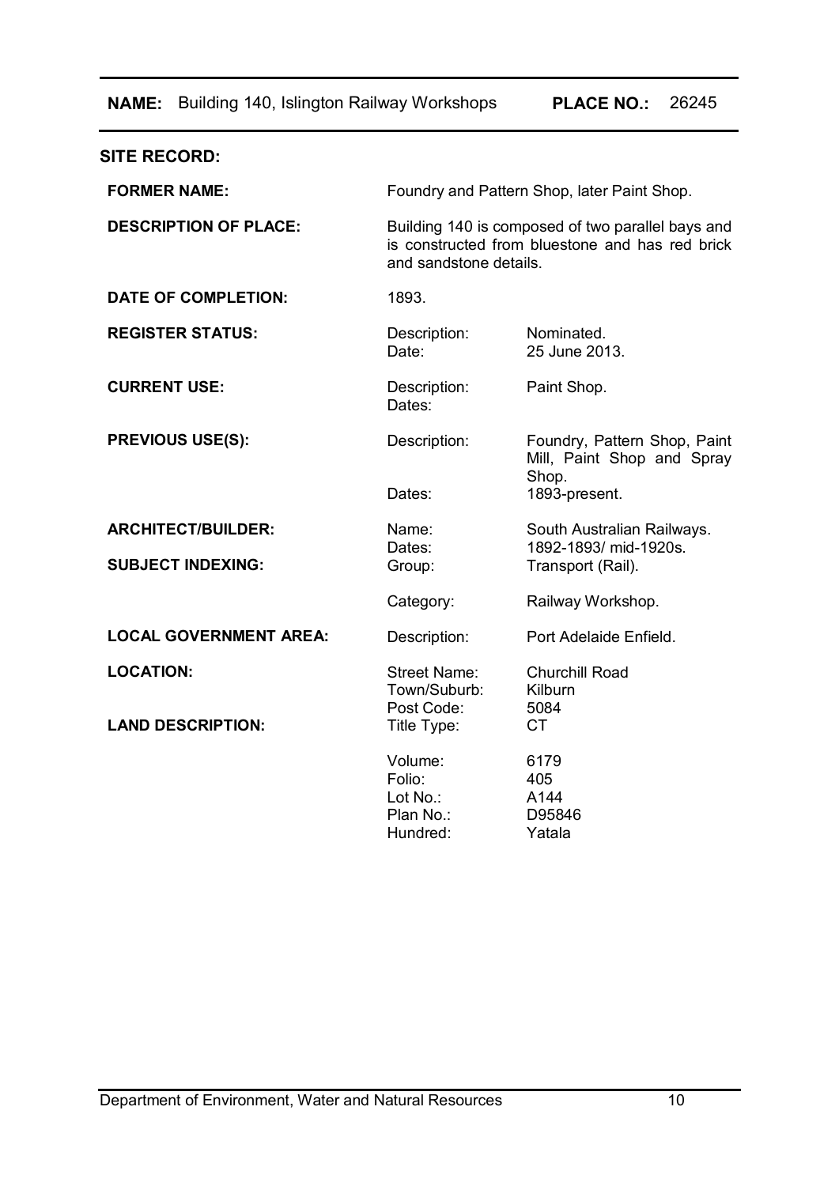**NAME:** Building 140, Islington Railway Workshops **PLACE NO.:** 26245

## SITE RECORD:

| | | |
|---|---|---|
| **FORMER NAME:** | Foundry and Pattern Shop, later Paint Shop. | |
| **DESCRIPTION OF PLACE:** | Building 140 is composed of two parallel bays and is constructed from bluestone and has red brick and sandstone details. | |
| **DATE OF COMPLETION:** | 1893. | |
| **REGISTER STATUS:** | Description: | Nominated. |
| | Date: | 25 June 2013. |
| **CURRENT USE:** | Description: | Paint Shop. |
| | Dates: | |
| **PREVIOUS USE(S):** | Description: | Foundry, Pattern Shop, Paint Mill, Paint Shop and Spray Shop. |
| | Dates: | 1893-present. |
| **ARCHITECT/BUILDER:** | Name: | South Australian Railways. |
| | Dates: | 1892-1893/ mid-1920s. |
| **SUBJECT INDEXING:** | Group: | Transport (Rail). |
| | Category: | Railway Workshop. |
| **LOCAL GOVERNMENT AREA:** | Description: | Port Adelaide Enfield. |
| **LOCATION:** | Street Name: | Churchill Road |
| | Town/Suburb: | Kilburn |
| | Post Code: | 5084 |
| **LAND DESCRIPTION:** | Title Type: | CT |
| | Volume: | 6179 |
| | Folio: | 405 |
| | Lot No.: | A144 |
| | Plan No.: | D95846 |
| | Hundred: | Yatala |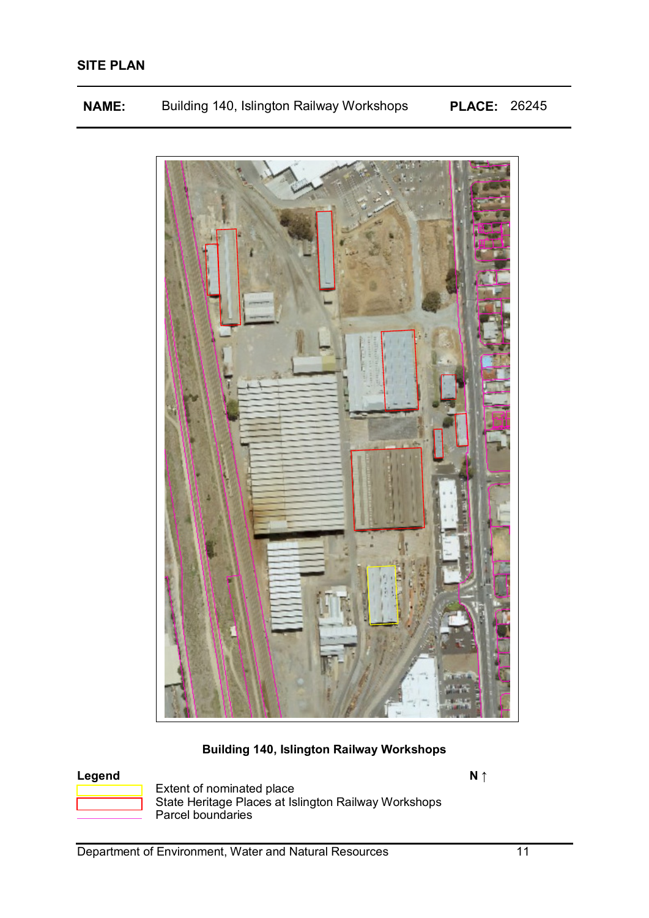## SITE PLAN

| **NAME:** | Building 140, Islington Railway Workshops | **PLACE:** | 26245 |
|---|---|---|---|

**Building 140, Islington Railway Workshops**

**Legend**

- Extent of nominated place
- State Heritage Places at Islington Railway Workshops
- Parcel boundaries

N ↑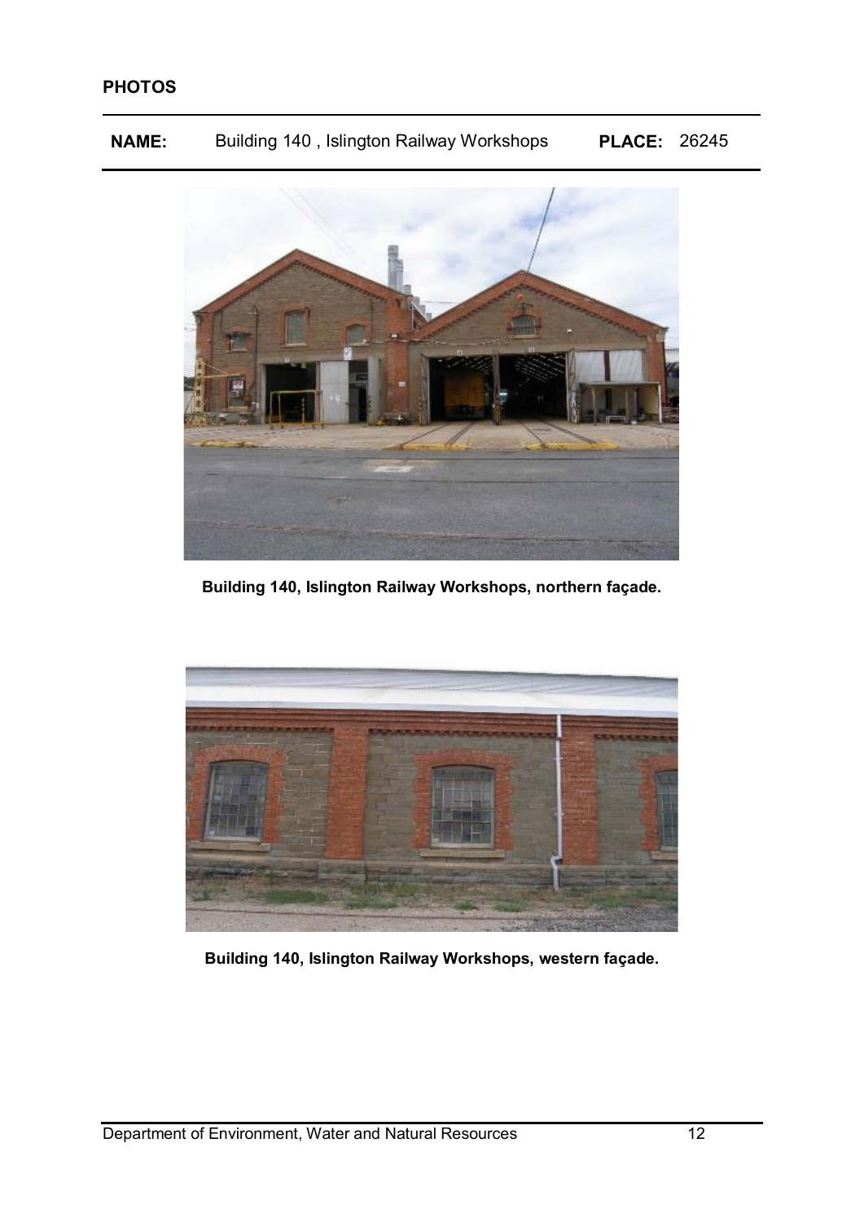**PHOTOS**

**NAME:** Building 140 , Islington Railway Workshops **PLACE:** 26245

**Building 140, Islington Railway Workshops, northern façade.**

**Building 140, Islington Railway Workshops, western façade.**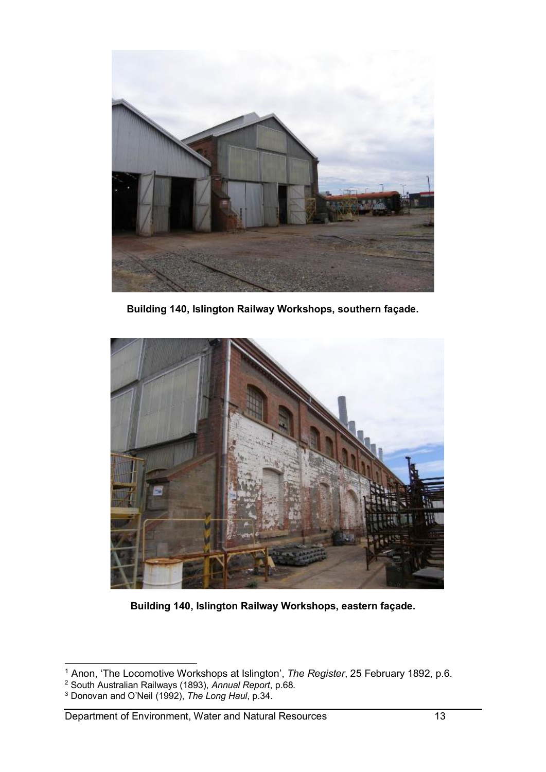**Building 140, Islington Railway Workshops, southern façade.**

**Building 140, Islington Railway Workshops, eastern façade.**

---

[1] Anon, 'The Locomotive Workshops at Islington', *The Register*, 25 February 1892, p.6.

[2] South Australian Railways (1893), *Annual Report*, p.68.

[3] Donovan and O'Neil (1992), *The Long Haul*, p.34.